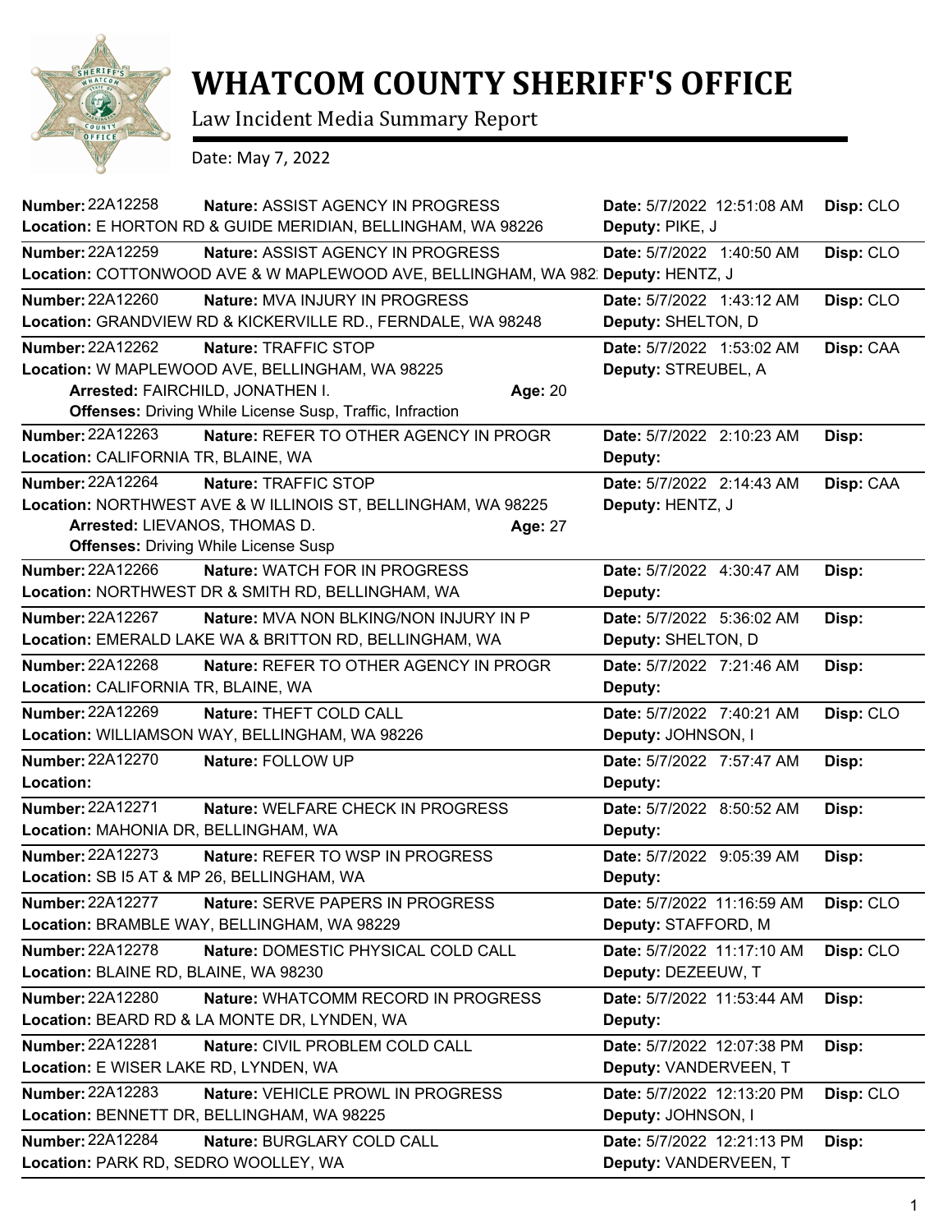# WHATCOM COUNTY SHERIFF'S OFFICE

Law Incident Media Summary Report

Date: May 7, 2022

**Number:** 22A12258 **Nature:** ASSIST AGENCY IN PROGRESS **Date:** 5/7/2022 12:51:08 AM **Disp:** CLO
**Location:** E HORTON RD & GUIDE MERIDIAN, BELLINGHAM, WA 98226 **Deputy:** PIKE, J

---

**Number:** 22A12259 **Nature:** ASSIST AGENCY IN PROGRESS **Date:** 5/7/2022 1:40:50 AM **Disp:** CLO
**Location:** COTTONWOOD AVE & W MAPLEWOOD AVE, BELLINGHAM, WA 982 **Deputy:** HENTZ, J

---

**Number:** 22A12260 **Nature:** MVA INJURY IN PROGRESS **Date:** 5/7/2022 1:43:12 AM **Disp:** CLO
**Location:** GRANDVIEW RD & KICKERVILLE RD., FERNDALE, WA 98248 **Deputy:** SHELTON, D

---

**Number:** 22A12262 **Nature:** TRAFFIC STOP **Date:** 5/7/2022 1:53:02 AM **Disp:** CAA
**Location:** W MAPLEWOOD AVE, BELLINGHAM, WA 98225 **Deputy:** STREUBEL, A
**Arrested:** FAIRCHILD, JONATHEN I. **Age:** 20
**Offenses:** Driving While License Susp, Traffic, Infraction

---

**Number:** 22A12263 **Nature:** REFER TO OTHER AGENCY IN PROGR **Date:** 5/7/2022 2:10:23 AM **Disp:**
**Location:** CALIFORNIA TR, BLAINE, WA **Deputy:**

---

**Number:** 22A12264 **Nature:** TRAFFIC STOP **Date:** 5/7/2022 2:14:43 AM **Disp:** CAA
**Location:** NORTHWEST AVE & W ILLINOIS ST, BELLINGHAM, WA 98225 **Deputy:** HENTZ, J
**Arrested:** LIEVANOS, THOMAS D. **Age:** 27
**Offenses:** Driving While License Susp

---

**Number:** 22A12266 **Nature:** WATCH FOR IN PROGRESS **Date:** 5/7/2022 4:30:47 AM **Disp:**
**Location:** NORTHWEST DR & SMITH RD, BELLINGHAM, WA **Deputy:**

---

**Number:** 22A12267 **Nature:** MVA NON BLKING/NON INJURY IN P **Date:** 5/7/2022 5:36:02 AM **Disp:**
**Location:** EMERALD LAKE WA & BRITTON RD, BELLINGHAM, WA **Deputy:** SHELTON, D

---

**Number:** 22A12268 **Nature:** REFER TO OTHER AGENCY IN PROGR **Date:** 5/7/2022 7:21:46 AM **Disp:**
**Location:** CALIFORNIA TR, BLAINE, WA **Deputy:**

---

**Number:** 22A12269 **Nature:** THEFT COLD CALL **Date:** 5/7/2022 7:40:21 AM **Disp:** CLO
**Location:** WILLIAMSON WAY, BELLINGHAM, WA 98226 **Deputy:** JOHNSON, I

---

**Number:** 22A12270 **Nature:** FOLLOW UP **Date:** 5/7/2022 7:57:47 AM **Disp:**
**Location:** **Deputy:**

---

**Number:** 22A12271 **Nature:** WELFARE CHECK IN PROGRESS **Date:** 5/7/2022 8:50:52 AM **Disp:**
**Location:** MAHONIA DR, BELLINGHAM, WA **Deputy:**

---

**Number:** 22A12273 **Nature:** REFER TO WSP IN PROGRESS **Date:** 5/7/2022 9:05:39 AM **Disp:**
**Location:** SB I5 AT & MP 26, BELLINGHAM, WA **Deputy:**

---

**Number:** 22A12277 **Nature:** SERVE PAPERS IN PROGRESS **Date:** 5/7/2022 11:16:59 AM **Disp:** CLO
**Location:** BRAMBLE WAY, BELLINGHAM, WA 98229 **Deputy:** STAFFORD, M

---

**Number:** 22A12278 **Nature:** DOMESTIC PHYSICAL COLD CALL **Date:** 5/7/2022 11:17:10 AM **Disp:** CLO
**Location:** BLAINE RD, BLAINE, WA 98230 **Deputy:** DEZEEUW, T

---

**Number:** 22A12280 **Nature:** WHATCOMM RECORD IN PROGRESS **Date:** 5/7/2022 11:53:44 AM **Disp:**
**Location:** BEARD RD & LA MONTE DR, LYNDEN, WA **Deputy:**

---

**Number:** 22A12281 **Nature:** CIVIL PROBLEM COLD CALL **Date:** 5/7/2022 12:07:38 PM **Disp:**
**Location:** E WISER LAKE RD, LYNDEN, WA **Deputy:** VANDERVEEN, T

---

**Number:** 22A12283 **Nature:** VEHICLE PROWL IN PROGRESS **Date:** 5/7/2022 12:13:20 PM **Disp:** CLO
**Location:** BENNETT DR, BELLINGHAM, WA 98225 **Deputy:** JOHNSON, I

---

**Number:** 22A12284 **Nature:** BURGLARY COLD CALL **Date:** 5/7/2022 12:21:13 PM **Disp:**
**Location:** PARK RD, SEDRO WOOLLEY, WA **Deputy:** VANDERVEEN, T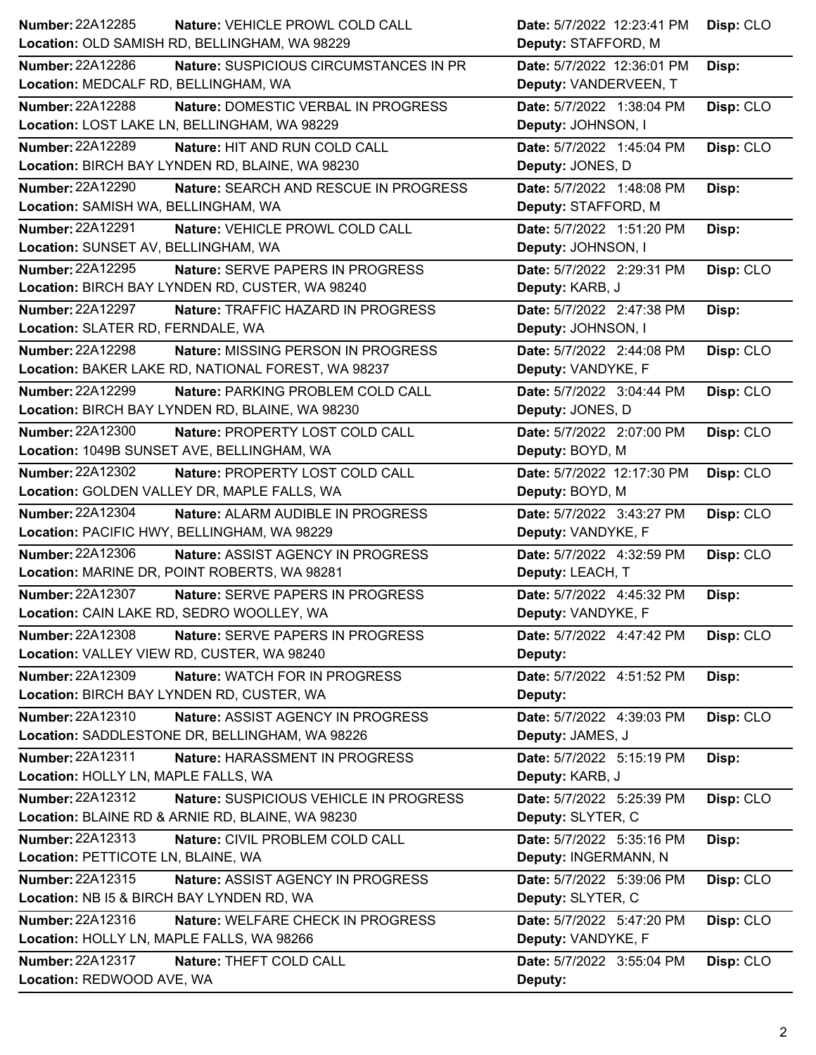| Number | Nature | Location | Date | Deputy | Disp |
|---|---|---|---|---|---|
| 22A12285 | VEHICLE PROWL COLD CALL | OLD SAMISH RD, BELLINGHAM, WA 98229 | 5/7/2022 12:23:41 PM | STAFFORD, M | CLO |
| 22A12286 | SUSPICIOUS CIRCUMSTANCES IN PR | MEDCALF RD, BELLINGHAM, WA | 5/7/2022 12:36:01 PM | VANDERVEEN, T | |
| 22A12288 | DOMESTIC VERBAL IN PROGRESS | LOST LAKE LN, BELLINGHAM, WA 98229 | 5/7/2022 1:38:04 PM | JOHNSON, I | CLO |
| 22A12289 | HIT AND RUN COLD CALL | BIRCH BAY LYNDEN RD, BLAINE, WA 98230 | 5/7/2022 1:45:04 PM | JONES, D | CLO |
| 22A12290 | SEARCH AND RESCUE IN PROGRESS | SAMISH WA, BELLINGHAM, WA | 5/7/2022 1:48:08 PM | STAFFORD, M | |
| 22A12291 | VEHICLE PROWL COLD CALL | SUNSET AV, BELLINGHAM, WA | 5/7/2022 1:51:20 PM | JOHNSON, I | |
| 22A12295 | SERVE PAPERS IN PROGRESS | BIRCH BAY LYNDEN RD, CUSTER, WA 98240 | 5/7/2022 2:29:31 PM | KARB, J | CLO |
| 22A12297 | TRAFFIC HAZARD IN PROGRESS | SLATER RD, FERNDALE, WA | 5/7/2022 2:47:38 PM | JOHNSON, I | |
| 22A12298 | MISSING PERSON IN PROGRESS | BAKER LAKE RD, NATIONAL FOREST, WA 98237 | 5/7/2022 2:44:08 PM | VANDYKE, F | CLO |
| 22A12299 | PARKING PROBLEM COLD CALL | BIRCH BAY LYNDEN RD, BLAINE, WA 98230 | 5/7/2022 3:04:44 PM | JONES, D | CLO |
| 22A12300 | PROPERTY LOST COLD CALL | 1049B SUNSET AVE, BELLINGHAM, WA | 5/7/2022 2:07:00 PM | BOYD, M | CLO |
| 22A12302 | PROPERTY LOST COLD CALL | GOLDEN VALLEY DR, MAPLE FALLS, WA | 5/7/2022 12:17:30 PM | BOYD, M | CLO |
| 22A12304 | ALARM AUDIBLE IN PROGRESS | PACIFIC HWY, BELLINGHAM, WA 98229 | 5/7/2022 3:43:27 PM | VANDYKE, F | CLO |
| 22A12306 | ASSIST AGENCY IN PROGRESS | MARINE DR, POINT ROBERTS, WA 98281 | 5/7/2022 4:32:59 PM | LEACH, T | CLO |
| 22A12307 | SERVE PAPERS IN PROGRESS | CAIN LAKE RD, SEDRO WOOLLEY, WA | 5/7/2022 4:45:32 PM | VANDYKE, F | |
| 22A12308 | SERVE PAPERS IN PROGRESS | VALLEY VIEW RD, CUSTER, WA 98240 | 5/7/2022 4:47:42 PM | | CLO |
| 22A12309 | WATCH FOR IN PROGRESS | BIRCH BAY LYNDEN RD, CUSTER, WA | 5/7/2022 4:51:52 PM | | |
| 22A12310 | ASSIST AGENCY IN PROGRESS | SADDLESTONE DR, BELLINGHAM, WA 98226 | 5/7/2022 4:39:03 PM | JAMES, J | CLO |
| 22A12311 | HARASSMENT IN PROGRESS | HOLLY LN, MAPLE FALLS, WA | 5/7/2022 5:15:19 PM | KARB, J | |
| 22A12312 | SUSPICIOUS VEHICLE IN PROGRESS | BLAINE RD & ARNIE RD, BLAINE, WA 98230 | 5/7/2022 5:25:39 PM | SLYTER, C | CLO |
| 22A12313 | CIVIL PROBLEM COLD CALL | PETTICOTE LN, BLAINE, WA | 5/7/2022 5:35:16 PM | INGERMANN, N | |
| 22A12315 | ASSIST AGENCY IN PROGRESS | NB I5 & BIRCH BAY LYNDEN RD, WA | 5/7/2022 5:39:06 PM | SLYTER, C | CLO |
| 22A12316 | WELFARE CHECK IN PROGRESS | HOLLY LN, MAPLE FALLS, WA 98266 | 5/7/2022 5:47:20 PM | VANDYKE, F | CLO |
| 22A12317 | THEFT COLD CALL | REDWOOD AVE, WA | 5/7/2022 3:55:04 PM | | CLO |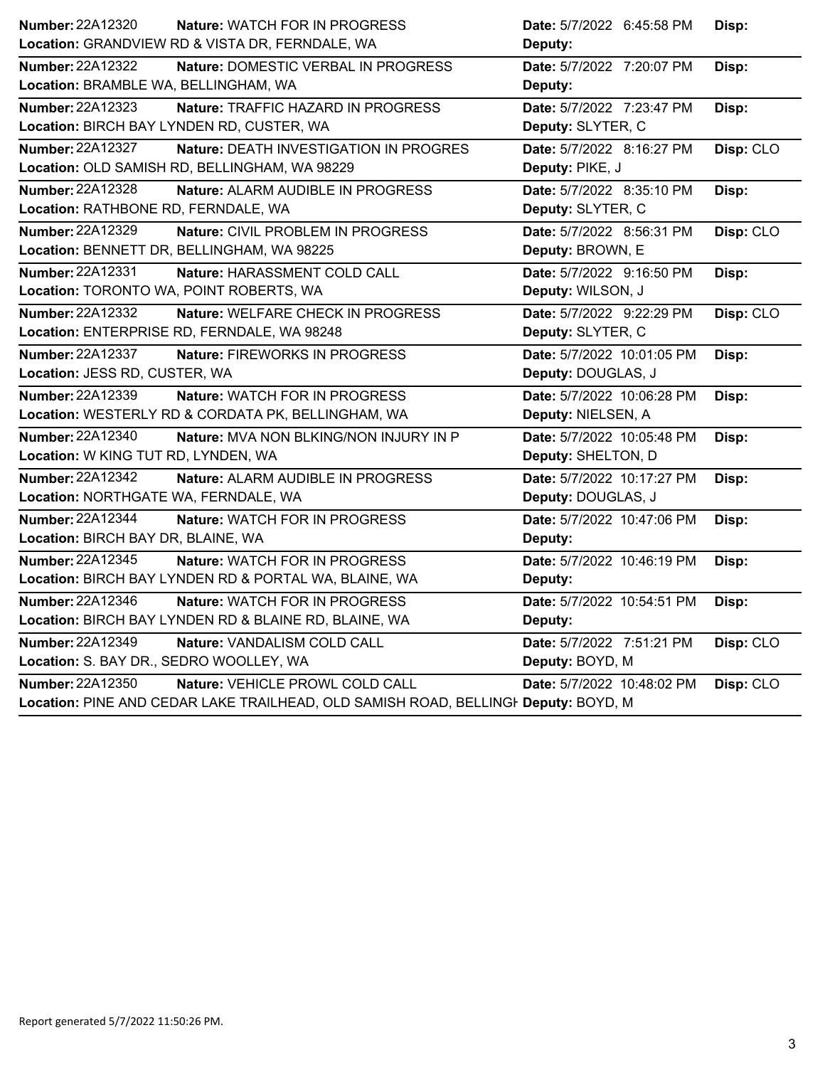**Number:** 22A12320 **Nature:** WATCH FOR IN PROGRESS **Date:** 5/7/2022 6:45:58 PM **Disp:**
**Location:** GRANDVIEW RD & VISTA DR, FERNDALE, WA **Deputy:**

**Number:** 22A12322 **Nature:** DOMESTIC VERBAL IN PROGRESS **Date:** 5/7/2022 7:20:07 PM **Disp:**
**Location:** BRAMBLE WA, BELLINGHAM, WA **Deputy:**

**Number:** 22A12323 **Nature:** TRAFFIC HAZARD IN PROGRESS **Date:** 5/7/2022 7:23:47 PM **Disp:**
**Location:** BIRCH BAY LYNDEN RD, CUSTER, WA **Deputy:** SLYTER, C

**Number:** 22A12327 **Nature:** DEATH INVESTIGATION IN PROGRES **Date:** 5/7/2022 8:16:27 PM **Disp:** CLO
**Location:** OLD SAMISH RD, BELLINGHAM, WA 98229 **Deputy:** PIKE, J

**Number:** 22A12328 **Nature:** ALARM AUDIBLE IN PROGRESS **Date:** 5/7/2022 8:35:10 PM **Disp:**
**Location:** RATHBONE RD, FERNDALE, WA **Deputy:** SLYTER, C

**Number:** 22A12329 **Nature:** CIVIL PROBLEM IN PROGRESS **Date:** 5/7/2022 8:56:31 PM **Disp:** CLO
**Location:** BENNETT DR, BELLINGHAM, WA 98225 **Deputy:** BROWN, E

**Number:** 22A12331 **Nature:** HARASSMENT COLD CALL **Date:** 5/7/2022 9:16:50 PM **Disp:**
**Location:** TORONTO WA, POINT ROBERTS, WA **Deputy:** WILSON, J

**Number:** 22A12332 **Nature:** WELFARE CHECK IN PROGRESS **Date:** 5/7/2022 9:22:29 PM **Disp:** CLO
**Location:** ENTERPRISE RD, FERNDALE, WA 98248 **Deputy:** SLYTER, C

**Number:** 22A12337 **Nature:** FIREWORKS IN PROGRESS **Date:** 5/7/2022 10:01:05 PM **Disp:**
**Location:** JESS RD, CUSTER, WA **Deputy:** DOUGLAS, J

**Number:** 22A12339 **Nature:** WATCH FOR IN PROGRESS **Date:** 5/7/2022 10:06:28 PM **Disp:**
**Location:** WESTERLY RD & CORDATA PK, BELLINGHAM, WA **Deputy:** NIELSEN, A

**Number:** 22A12340 **Nature:** MVA NON BLKING/NON INJURY IN P **Date:** 5/7/2022 10:05:48 PM **Disp:**
**Location:** W KING TUT RD, LYNDEN, WA **Deputy:** SHELTON, D

**Number:** 22A12342 **Nature:** ALARM AUDIBLE IN PROGRESS **Date:** 5/7/2022 10:17:27 PM **Disp:**
**Location:** NORTHGATE WA, FERNDALE, WA **Deputy:** DOUGLAS, J

**Number:** 22A12344 **Nature:** WATCH FOR IN PROGRESS **Date:** 5/7/2022 10:47:06 PM **Disp:**
**Location:** BIRCH BAY DR, BLAINE, WA **Deputy:**

**Number:** 22A12345 **Nature:** WATCH FOR IN PROGRESS **Date:** 5/7/2022 10:46:19 PM **Disp:**
**Location:** BIRCH BAY LYNDEN RD & PORTAL WA, BLAINE, WA **Deputy:**

**Number:** 22A12346 **Nature:** WATCH FOR IN PROGRESS **Date:** 5/7/2022 10:54:51 PM **Disp:**
**Location:** BIRCH BAY LYNDEN RD & BLAINE RD, BLAINE, WA **Deputy:**

**Number:** 22A12349 **Nature:** VANDALISM COLD CALL **Date:** 5/7/2022 7:51:21 PM **Disp:** CLO
**Location:** S. BAY DR., SEDRO WOOLLEY, WA **Deputy:** BOYD, M

**Number:** 22A12350 **Nature:** VEHICLE PROWL COLD CALL **Date:** 5/7/2022 10:48:02 PM **Disp:** CLO
**Location:** PINE AND CEDAR LAKE TRAILHEAD, OLD SAMISH ROAD, BELLINGH **Deputy:** BOYD, M

Report generated 5/7/2022 11:50:26 PM.